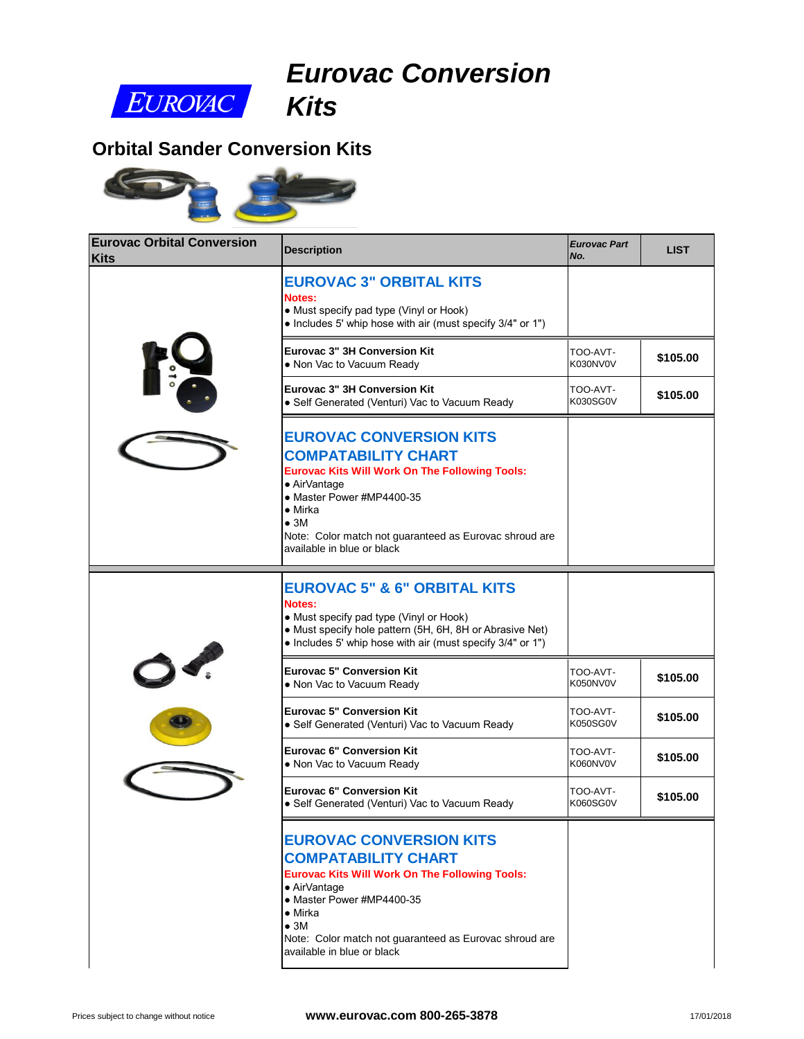EUROVAC

# Eurovac Conversion Kits

## Orbital Sander Conversion Kits

| Eurovac Orbital Conversion Kits | Description | Eurovac Part No. | LIST |
|---|---|---|---|
| | **EUROVAC 3" ORBITAL KITS**<br>**Notes:**<br>• Must specify pad type (Vinyl or Hook)<br>• Includes 5' whip hose with air (must specify 3/4" or 1") | | |
| | **Eurovac 3" 3H Conversion Kit**<br>• Non Vac to Vacuum Ready | TOO-AVT-K030NV0V | **$105.00** |
| | **Eurovac 3" 3H Conversion Kit**<br>• Self Generated (Venturi) Vac to Vacuum Ready | TOO-AVT-K030SG0V | **$105.00** |
| | **EUROVAC CONVERSION KITS COMPATABILITY CHART**<br>**Eurovac Kits Will Work On The Following Tools:**<br>• AirVantage<br>• Master Power #MP4400-35<br>• Mirka<br>• 3M<br>Note: Color match not guaranteed as Eurovac shroud are available in blue or black | | |
| | **EUROVAC 5" & 6" ORBITAL KITS**<br>**Notes:**<br>• Must specify pad type (Vinyl or Hook)<br>• Must specify hole pattern (5H, 6H, 8H or Abrasive Net)<br>• Includes 5' whip hose with air (must specify 3/4" or 1") | | |
| | **Eurovac 5" Conversion Kit**<br>• Non Vac to Vacuum Ready | TOO-AVT-K050NV0V | **$105.00** |
| | **Eurovac 5" Conversion Kit**<br>• Self Generated (Venturi) Vac to Vacuum Ready | TOO-AVT-K050SG0V | **$105.00** |
| | **Eurovac 6" Conversion Kit**<br>• Non Vac to Vacuum Ready | TOO-AVT-K060NV0V | **$105.00** |
| | **Eurovac 6" Conversion Kit**<br>• Self Generated (Venturi) Vac to Vacuum Ready | TOO-AVT-K060SG0V | **$105.00** |
| | **EUROVAC CONVERSION KITS COMPATABILITY CHART**<br>**Eurovac Kits Will Work On The Following Tools:**<br>• AirVantage<br>• Master Power #MP4400-35<br>• Mirka<br>• 3M<br>Note: Color match not guaranteed as Eurovac shroud are available in blue or black | | |

Prices subject to change without notice

**www.eurovac.com 800-265-3878**

17/01/2018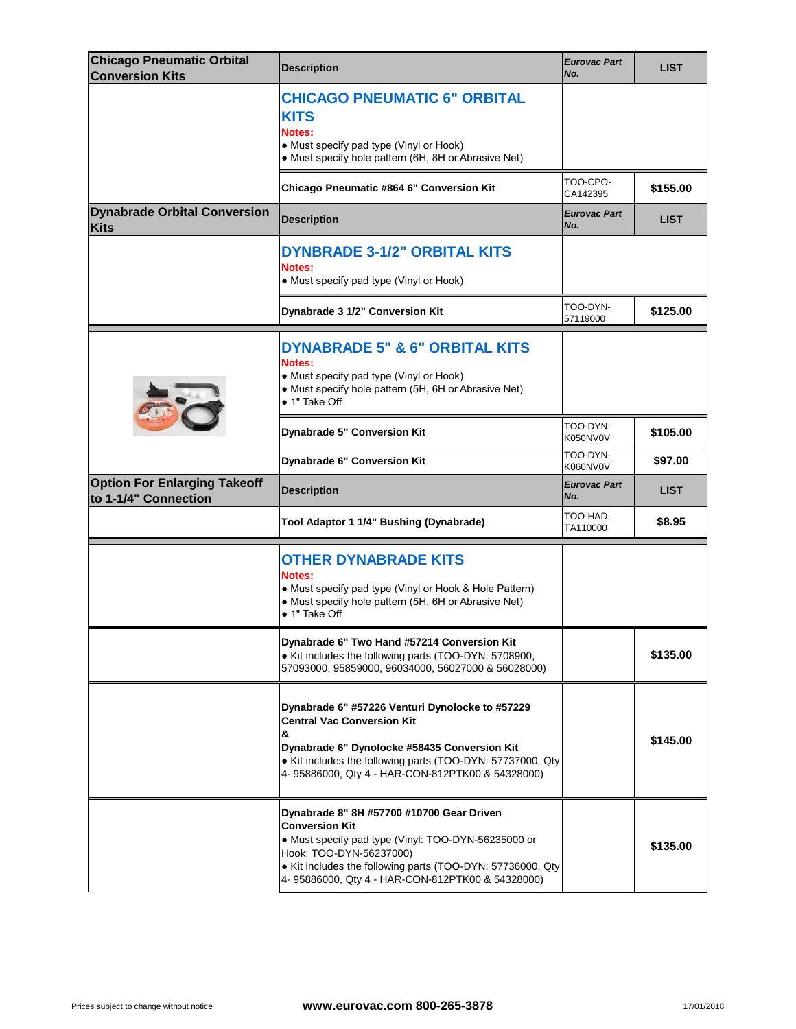| Chicago Pneumatic Orbital Conversion Kits | Description | *Eurovac Part No.* | LIST |
|---|---|---|---|
| | **CHICAGO PNEUMATIC 6" ORBITAL KITS**<br>**Notes:**<br>• Must specify pad type (Vinyl or Hook)<br>• Must specify hole pattern (6H, 8H or Abrasive Net) | | |
| | **Chicago Pneumatic #864 6" Conversion Kit** | TOO-CPO-CA142395 | **$155.00** |

| Dynabrade Orbital Conversion Kits | Description | *Eurovac Part No.* | LIST |
|---|---|---|---|
| | **DYNBRADE 3-1/2" ORBITAL KITS**<br>**Notes:**<br>• Must specify pad type (Vinyl or Hook) | | |
| | **Dynabrade 3 1/2" Conversion Kit** | TOO-DYN-57119000 | **$125.00** |
| | **DYNABRADE 5" & 6" ORBITAL KITS**<br>**Notes:**<br>• Must specify pad type (Vinyl or Hook)<br>• Must specify hole pattern (5H, 6H or Abrasive Net)<br>• 1" Take Off | | |
| | **Dynabrade 5" Conversion Kit** | TOO-DYN-K050NV0V | **$105.00** |
| | **Dynabrade 6" Conversion Kit** | TOO-DYN-K060NV0V | **$97.00** |

| Option For Enlarging Takeoff to 1-1/4" Connection | Description | *Eurovac Part No.* | LIST |
|---|---|---|---|
| | **Tool Adaptor 1 1/4" Bushing (Dynabrade)** | TOO-HAD-TA110000 | **$8.95** |
| | **OTHER DYNABRADE KITS**<br>**Notes:**<br>• Must specify pad type (Vinyl or Hook & Hole Pattern)<br>• Must specify hole pattern (5H, 6H or Abrasive Net)<br>• 1" Take Off | | |
| | **Dynabrade 6" Two Hand #57214 Conversion Kit**<br>• Kit includes the following parts (TOO-DYN: 5708900, 57093000, 95859000, 96034000, 56027000 & 56028000) | | **$135.00** |
| | **Dynabrade 6" #57226 Venturi Dynolocke to #57229 Central Vac Conversion Kit**<br>**&**<br>**Dynabrade 6" Dynolocke #58435 Conversion Kit**<br>• Kit includes the following parts (TOO-DYN: 57737000, Qty 4- 95886000, Qty 4 - HAR-CON-812PTK00 & 54328000) | | **$145.00** |
| | **Dynabrade 8" 8H #57700 #10700 Gear Driven Conversion Kit**<br>• Must specify pad type (Vinyl: TOO-DYN-56235000 or Hook: TOO-DYN-56237000)<br>• Kit includes the following parts (TOO-DYN: 57736000, Qty 4- 95886000, Qty 4 - HAR-CON-812PTK00 & 54328000) | | **$135.00** |

Prices subject to change without notice | **www.eurovac.com 800-265-3878** | 17/01/2018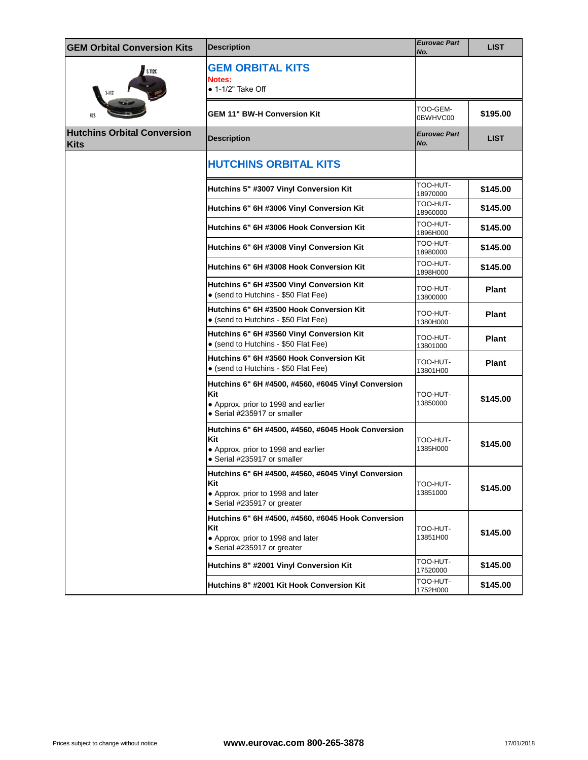| GEM Orbital Conversion Kits | Description | *Eurovac Part No.* | LIST |
|---|---|---|---|
| | **GEM ORBITAL KITS**<br>**Notes:**<br>• 1-1/2" Take Off | | |
| | **GEM 11" BW-H Conversion Kit** | TOO-GEM-0BWHVC00 | **$195.00** |

| Hutchins Orbital Conversion Kits | Description | *Eurovac Part No.* | LIST |
|---|---|---|---|
| | **HUTCHINS ORBITAL KITS** | | |
| | **Hutchins 5" #3007 Vinyl Conversion Kit** | TOO-HUT-18970000 | **$145.00** |
| | **Hutchins 6" 6H #3006 Vinyl Conversion Kit** | TOO-HUT-18960000 | **$145.00** |
| | **Hutchins 6" 6H #3006 Hook Conversion Kit** | TOO-HUT-1896H000 | **$145.00** |
| | **Hutchins 6" 6H #3008 Vinyl Conversion Kit** | TOO-HUT-18980000 | **$145.00** |
| | **Hutchins 6" 6H #3008 Hook Conversion Kit** | TOO-HUT-1898H000 | **$145.00** |
| | **Hutchins 6" 6H #3500 Vinyl Conversion Kit**<br>• (send to Hutchins - $50 Flat Fee) | TOO-HUT-13800000 | **Plant** |
| | **Hutchins 6" 6H #3500 Hook Conversion Kit**<br>• (send to Hutchins - $50 Flat Fee) | TOO-HUT-1380H000 | **Plant** |
| | **Hutchins 6" 6H #3560 Vinyl Conversion Kit**<br>• (send to Hutchins - $50 Flat Fee) | TOO-HUT-13801000 | **Plant** |
| | **Hutchins 6" 6H #3560 Hook Conversion Kit**<br>• (send to Hutchins - $50 Flat Fee) | TOO-HUT-13801H00 | **Plant** |
| | **Hutchins 6" 6H #4500, #4560, #6045 Vinyl Conversion Kit**<br>• Approx. prior to 1998 and earlier<br>• Serial #235917 or smaller | TOO-HUT-13850000 | **$145.00** |
| | **Hutchins 6" 6H #4500, #4560, #6045 Hook Conversion Kit**<br>• Approx. prior to 1998 and earlier<br>• Serial #235917 or smaller | TOO-HUT-1385H000 | **$145.00** |
| | **Hutchins 6" 6H #4500, #4560, #6045 Vinyl Conversion Kit**<br>• Approx. prior to 1998 and later<br>• Serial #235917 or greater | TOO-HUT-13851000 | **$145.00** |
| | **Hutchins 6" 6H #4500, #4560, #6045 Hook Conversion Kit**<br>• Approx. prior to 1998 and later<br>• Serial #235917 or greater | TOO-HUT-13851H00 | **$145.00** |
| | **Hutchins 8" #2001 Vinyl Conversion Kit** | TOO-HUT-17520000 | **$145.00** |
| | **Hutchins 8" #2001 Kit Hook Conversion Kit** | TOO-HUT-1752H000 | **$145.00** |

Prices subject to change without notice

**www.eurovac.com 800-265-3878**

17/01/2018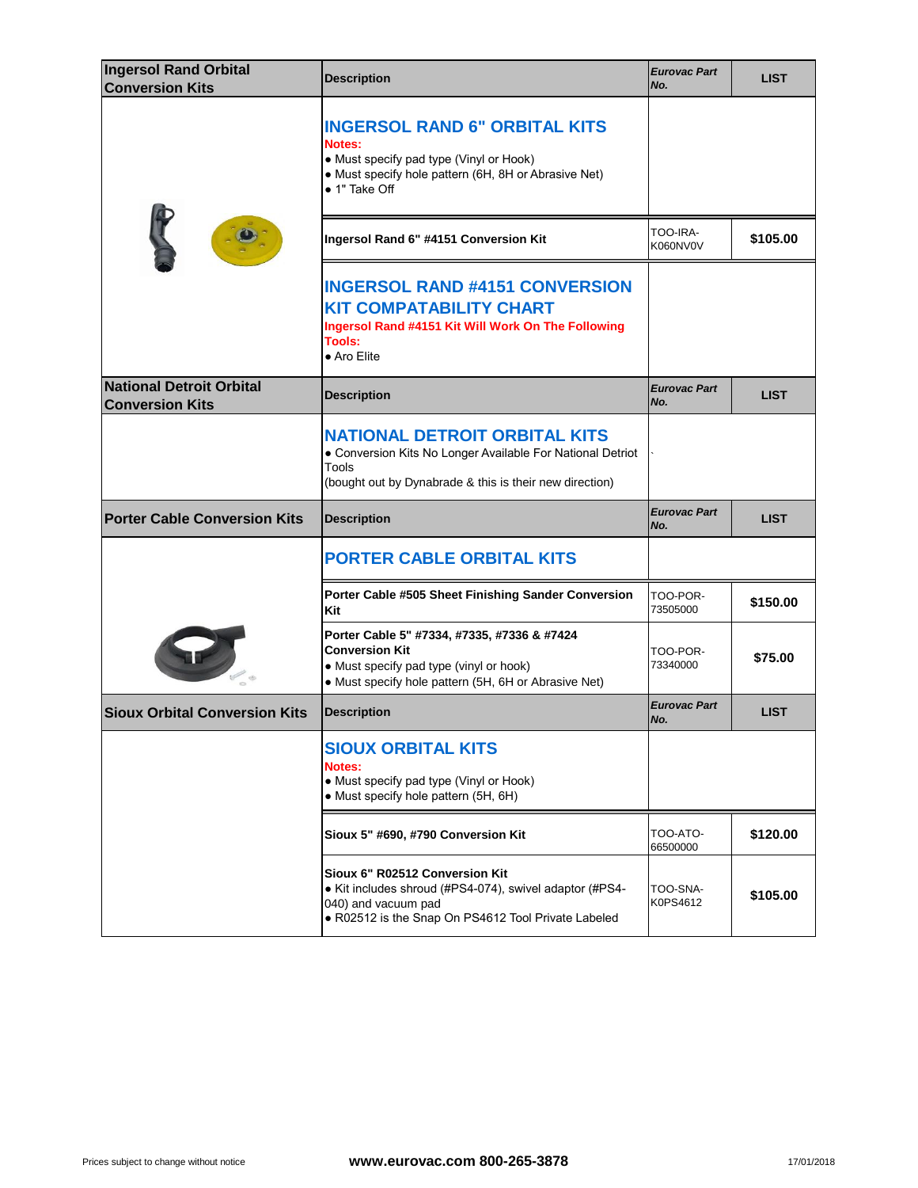| Ingersol Rand Orbital Conversion Kits | Description | Eurovac Part No. | LIST |
|---|---|---|---|
| | **INGERSOL RAND 6" ORBITAL KITS**<br>**Notes:**<br>• Must specify pad type (Vinyl or Hook)<br>• Must specify hole pattern (6H, 8H or Abrasive Net)<br>• 1" Take Off | | |
| | **Ingersol Rand 6" #4151 Conversion Kit** | TOO-IRA-K060NV0V | **$105.00** |
| | **INGERSOL RAND #4151 CONVERSION KIT COMPATABILITY CHART**<br>**Ingersol Rand #4151 Kit Will Work On The Following Tools:**<br>• Aro Elite | | |
| **National Detroit Orbital Conversion Kits** | **Description** | ***Eurovac Part No.*** | **LIST** |
| | **NATIONAL DETROIT ORBITAL KITS**<br>• Conversion Kits No Longer Available For National Detroit Tools<br>(bought out by Dynabrade & this is their new direction) | ` | |
| **Porter Cable Conversion Kits** | **Description** | ***Eurovac Part No.*** | **LIST** |
| | **PORTER CABLE ORBITAL KITS** | | |
| | **Porter Cable #505 Sheet Finishing Sander Conversion Kit** | TOO-POR-73505000 | **$150.00** |
| | **Porter Cable 5" #7334, #7335, #7336 & #7424 Conversion Kit**<br>• Must specify pad type (vinyl or hook)<br>• Must specify hole pattern (5H, 6H or Abrasive Net) | TOO-POR-73340000 | **$75.00** |
| **Sioux Orbital Conversion Kits** | **Description** | ***Eurovac Part No.*** | **LIST** |
| | **SIOUX ORBITAL KITS**<br>**Notes:**<br>• Must specify pad type (Vinyl or Hook)<br>• Must specify hole pattern (5H, 6H) | | |
| | **Sioux 5" #690, #790 Conversion Kit** | TOO-ATO-66500000 | **$120.00** |
| | **Sioux 6" R02512 Conversion Kit**<br>• Kit includes shroud (#PS4-074), swivel adaptor (#PS4-040) and vacuum pad<br>• R02512 is the Snap On PS4612 Tool Private Labeled | TOO-SNA-K0PS4612 | **$105.00** |

Prices subject to change without notice

**www.eurovac.com 800-265-3878**

17/01/2018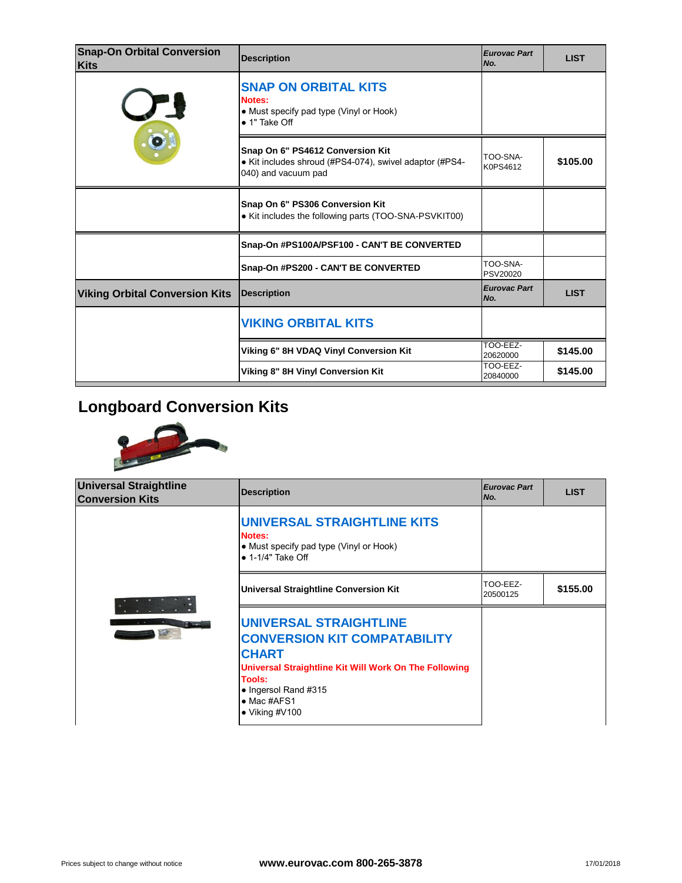| Snap-On Orbital Conversion Kits | Description | *Eurovac Part No.* | LIST |
|---|---|---|---|
| | **SNAP ON ORBITAL KITS**<br>**Notes:**<br>• Must specify pad type (Vinyl or Hook)<br>• 1" Take Off | | |
| | **Snap On 6" PS4612 Conversion Kit**<br>• Kit includes shroud (#PS4-074), swivel adaptor (#PS4-040) and vacuum pad | TOO-SNA-K0PS4612 | **$105.00** |
| | **Snap On 6" PS306 Conversion Kit**<br>• Kit includes the following parts (TOO-SNA-PSVKIT00) | | |
| | **Snap-On #PS100A/PSF100 - CAN'T BE CONVERTED** | | |
| | **Snap-On #PS200 - CAN'T BE CONVERTED** | TOO-SNA-PSV20020 | |

| Viking Orbital Conversion Kits | Description | *Eurovac Part No.* | LIST |
|---|---|---|---|
| | **VIKING ORBITAL KITS** | | |
| | **Viking 6" 8H VDAQ Vinyl Conversion Kit** | TOO-EEZ-20620000 | **$145.00** |
| | **Viking 8" 8H Vinyl Conversion Kit** | TOO-EEZ-20840000 | **$145.00** |

## Longboard Conversion Kits

| Universal Straightline Conversion Kits | Description | *Eurovac Part No.* | LIST |
|---|---|---|---|
| | **UNIVERSAL STRAIGHTLINE KITS**<br>**Notes:**<br>• Must specify pad type (Vinyl or Hook)<br>• 1-1/4" Take Off | | |
| | **Universal Straightline Conversion Kit** | TOO-EEZ-20500125 | **$155.00** |
| | **UNIVERSAL STRAIGHTLINE CONVERSION KIT COMPATABILITY CHART**<br>**Universal Straightline Kit Will Work On The Following Tools:**<br>• Ingersol Rand #315<br>• Mac #AFS1<br>• Viking #V100 | | |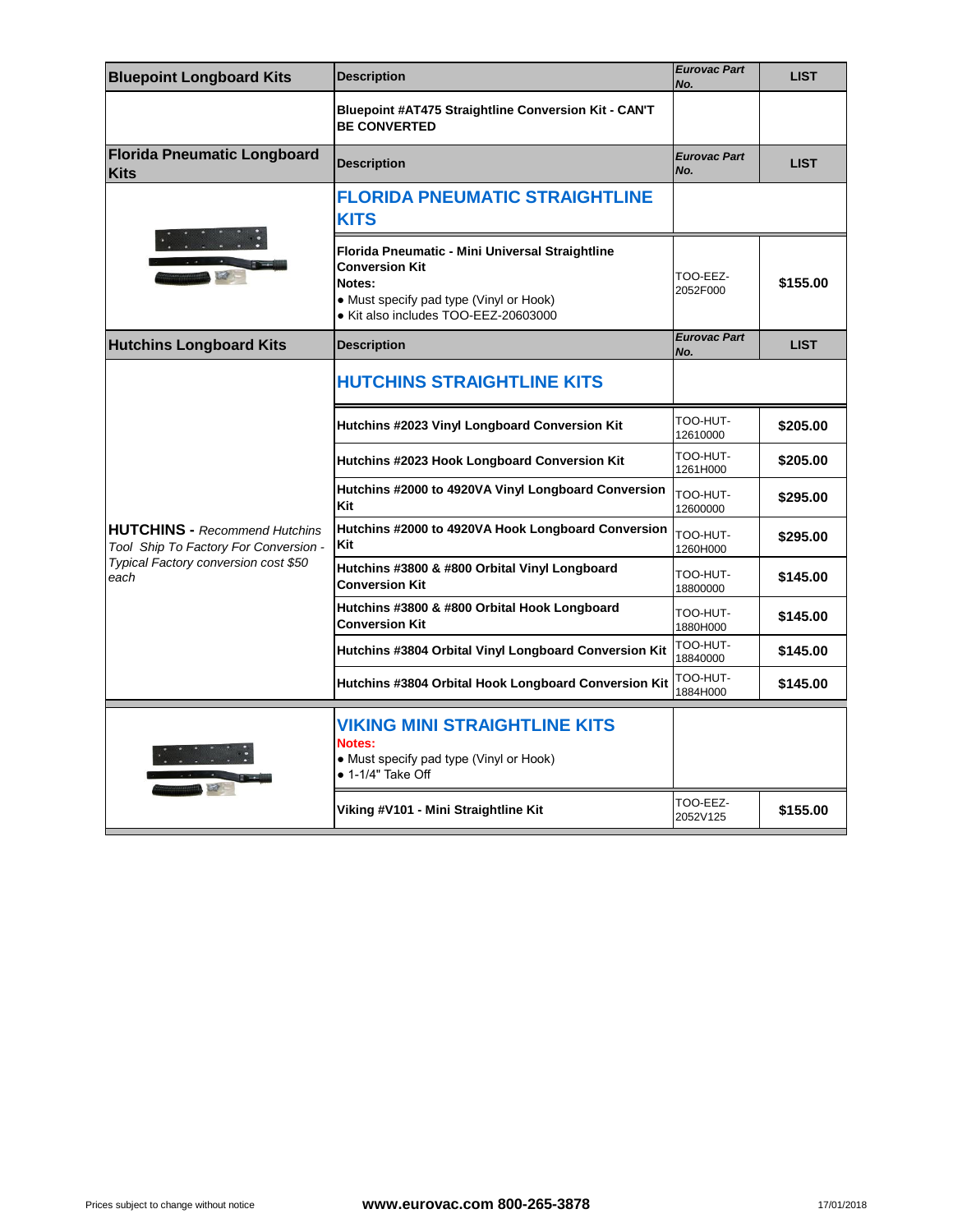| Bluepoint Longboard Kits | Description | Eurovac Part No. | LIST |
|---|---|---|---|
| | Bluepoint #AT475 Straightline Conversion Kit - CAN'T BE CONVERTED | | |
| **Florida Pneumatic Longboard Kits** | **Description** | ***Eurovac Part No.*** | **LIST** |
| | **FLORIDA PNEUMATIC STRAIGHTLINE KITS** | | |
| | **Florida Pneumatic - Mini Universal Straightline Conversion Kit**<br>**Notes:**<br>• Must specify pad type (Vinyl or Hook)<br>• Kit also includes TOO-EEZ-20603000 | TOO-EEZ-2052F000 | $155.00 |
| **Hutchins Longboard Kits** | **Description** | ***Eurovac Part No.*** | **LIST** |
| **HUTCHINS -** *Recommend Hutchins Tool Ship To Factory For Conversion - Typical Factory conversion cost $50 each* | **HUTCHINS STRAIGHTLINE KITS** | | |
| | Hutchins #2023 Vinyl Longboard Conversion Kit | TOO-HUT-12610000 | $205.00 |
| | Hutchins #2023 Hook Longboard Conversion Kit | TOO-HUT-1261H000 | $205.00 |
| | Hutchins #2000 to 4920VA Vinyl Longboard Conversion Kit | TOO-HUT-12600000 | $295.00 |
| | Hutchins #2000 to 4920VA Hook Longboard Conversion Kit | TOO-HUT-1260H000 | $295.00 |
| | Hutchins #3800 & #800 Orbital Vinyl Longboard Conversion Kit | TOO-HUT-18800000 | $145.00 |
| | Hutchins #3800 & #800 Orbital Hook Longboard Conversion Kit | TOO-HUT-1880H000 | $145.00 |
| | Hutchins #3804 Orbital Vinyl Longboard Conversion Kit | TOO-HUT-18840000 | $145.00 |
| | Hutchins #3804 Orbital Hook Longboard Conversion Kit | TOO-HUT-1884H000 | $145.00 |
| | **VIKING MINI STRAIGHTLINE KITS**<br>**Notes:**<br>• Must specify pad type (Vinyl or Hook)<br>• 1-1/4" Take Off | | |
| | Viking #V101 - Mini Straightline Kit | TOO-EEZ-2052V125 | $155.00 |

Prices subject to change without notice

**www.eurovac.com 800-265-3878**

17/01/2018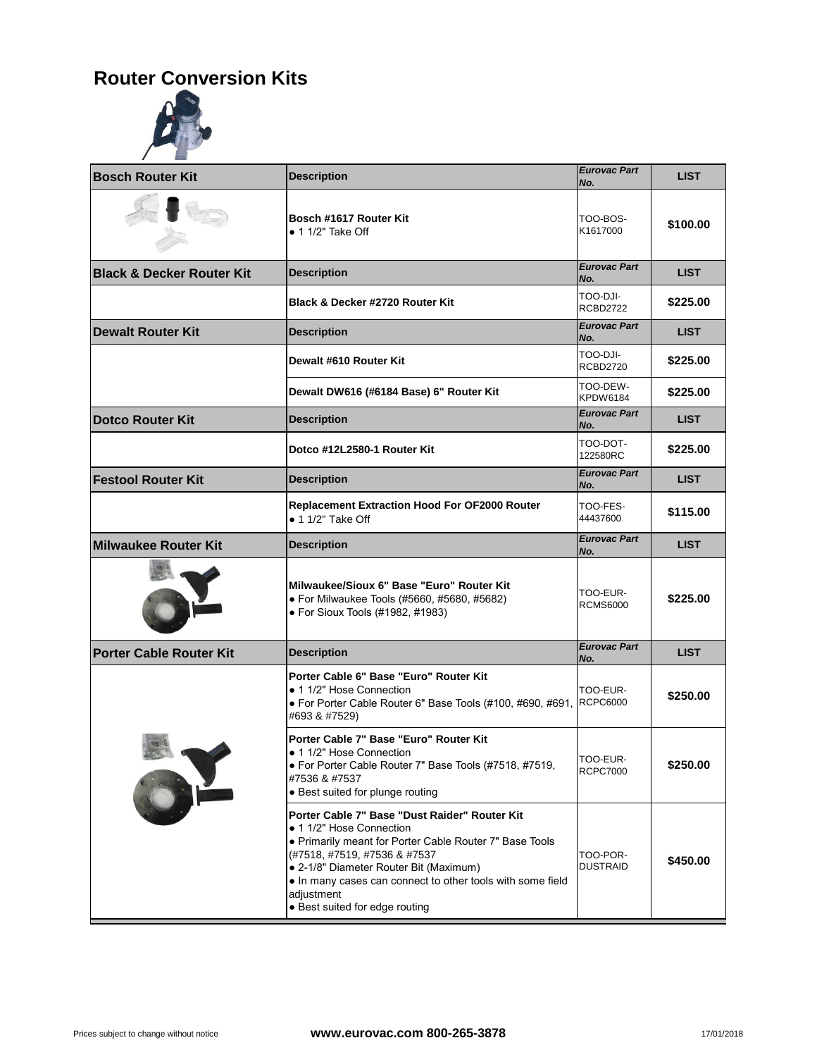# Router Conversion Kits

| Bosch Router Kit | Description | *Eurovac Part No.* | LIST |
|---|---|---|---|
| | **Bosch #1617 Router Kit**<br>● 1 1/2" Take Off | TOO-BOS-K1617000 | **$100.00** |
| **Black & Decker Router Kit** | **Description** | ***Eurovac Part No.*** | **LIST** |
| | **Black & Decker #2720 Router Kit** | TOO-DJI-RCBD2722 | **$225.00** |
| **Dewalt Router Kit** | **Description** | ***Eurovac Part No.*** | **LIST** |
| | **Dewalt #610 Router Kit** | TOO-DJI-RCBD2720 | **$225.00** |
| | **Dewalt DW616 (#6184 Base) 6" Router Kit** | TOO-DEW-KPDW6184 | **$225.00** |
| **Dotco Router Kit** | **Description** | ***Eurovac Part No.*** | **LIST** |
| | **Dotco #12L2580-1 Router Kit** | TOO-DOT-122580RC | **$225.00** |
| **Festool Router Kit** | **Description** | ***Eurovac Part No.*** | **LIST** |
| | **Replacement Extraction Hood For OF2000 Router**<br>● 1 1/2" Take Off | TOO-FES-44437600 | **$115.00** |
| **Milwaukee Router Kit** | **Description** | ***Eurovac Part No.*** | **LIST** |
| | **Milwaukee/Sioux 6" Base "Euro" Router Kit**<br>● For Milwaukee Tools (#5660, #5680, #5682)<br>● For Sioux Tools (#1982, #1983) | TOO-EUR-RCMS6000 | **$225.00** |
| **Porter Cable Router Kit** | **Description** | ***Eurovac Part No.*** | **LIST** |
| | **Porter Cable 6" Base "Euro" Router Kit**<br>● 1 1/2" Hose Connection<br>● For Porter Cable Router 6" Base Tools (#100, #690, #691, #693 & #7529) | TOO-EUR-RCPC6000 | **$250.00** |
| | **Porter Cable 7" Base "Euro" Router Kit**<br>● 1 1/2" Hose Connection<br>● For Porter Cable Router 7" Base Tools (#7518, #7519, #7536 & #7537<br>● Best suited for plunge routing | TOO-EUR-RCPC7000 | **$250.00** |
| | **Porter Cable 7" Base "Dust Raider" Router Kit**<br>● 1 1/2" Hose Connection<br>● Primarily meant for Porter Cable Router 7" Base Tools (#7518, #7519, #7536 & #7537<br>● 2-1/8" Diameter Router Bit (Maximum)<br>● In many cases can connect to other tools with some field adjustment<br>● Best suited for edge routing | TOO-POR-DUSTRAID | **$450.00** |

Prices subject to change without notice — **www.eurovac.com 800-265-3878** — 17/01/2018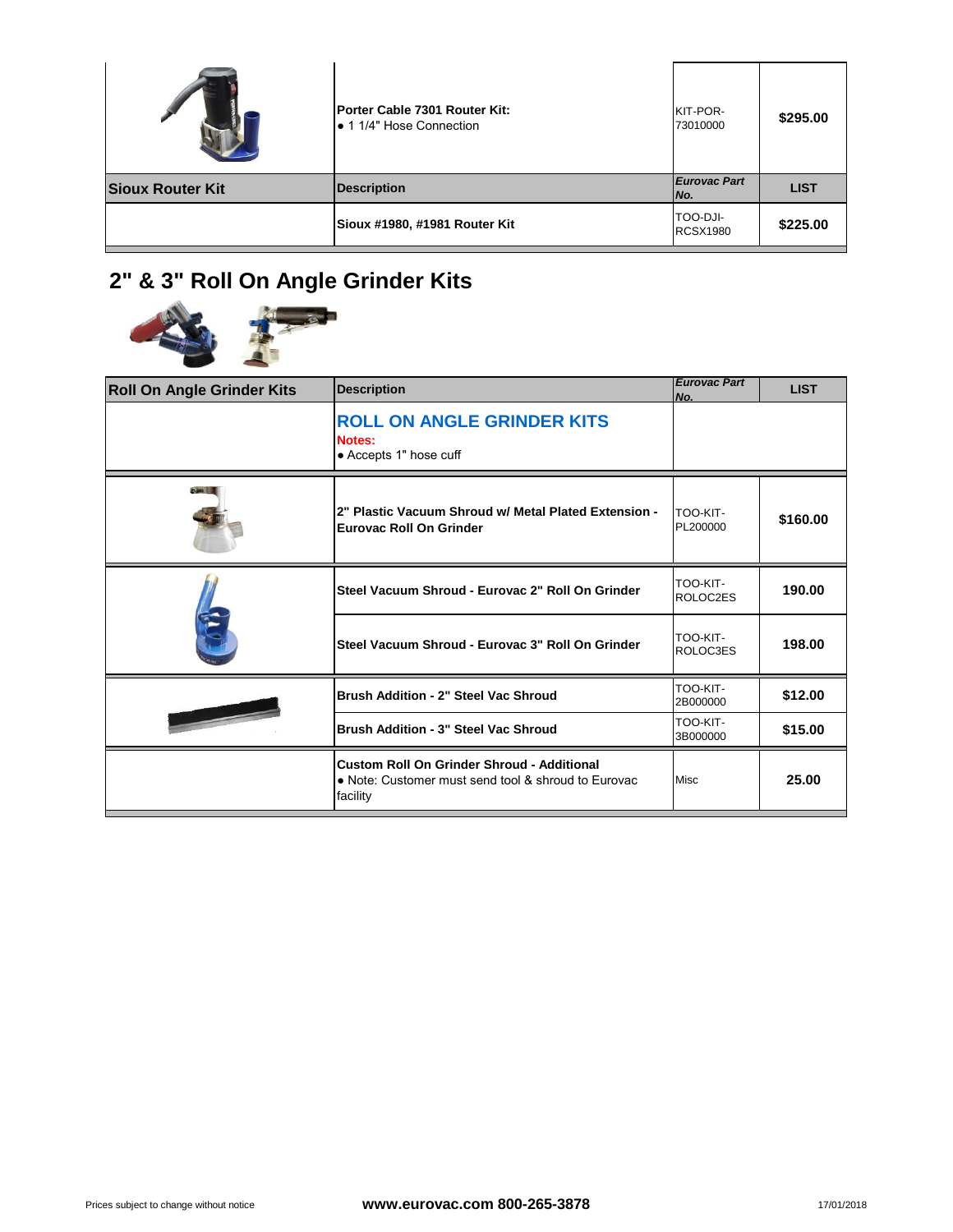| | Porter Cable 7301 Router Kit:<br>• 1 1/4" Hose Connection | KIT-POR-73010000 | $295.00 |
|---|---|---|---|
| **Sioux Router Kit** | **Description** | ***Eurovac Part No.*** | **LIST** |
| | **Sioux #1980, #1981 Router Kit** | TOO-DJI-RCSX1980 | **$225.00** |

## 2" & 3" Roll On Angle Grinder Kits

| Roll On Angle Grinder Kits | Description | *Eurovac Part No.* | LIST |
|---|---|---|---|
| | **ROLL ON ANGLE GRINDER KITS**<br>**Notes:**<br>• Accepts 1" hose cuff | | |
| | **2" Plastic Vacuum Shroud w/ Metal Plated Extension - Eurovac Roll On Grinder** | TOO-KIT-PL200000 | **$160.00** |
| | **Steel Vacuum Shroud - Eurovac 2" Roll On Grinder** | TOO-KIT-ROLOC2ES | **190.00** |
| | **Steel Vacuum Shroud - Eurovac 3" Roll On Grinder** | TOO-KIT-ROLOC3ES | **198.00** |
| | **Brush Addition - 2" Steel Vac Shroud** | TOO-KIT-2B000000 | **$12.00** |
| | **Brush Addition - 3" Steel Vac Shroud** | TOO-KIT-3B000000 | **$15.00** |
| | **Custom Roll On Grinder Shroud - Additional**<br>• Note: Customer must send tool & shroud to Eurovac facility | Misc | **25.00** |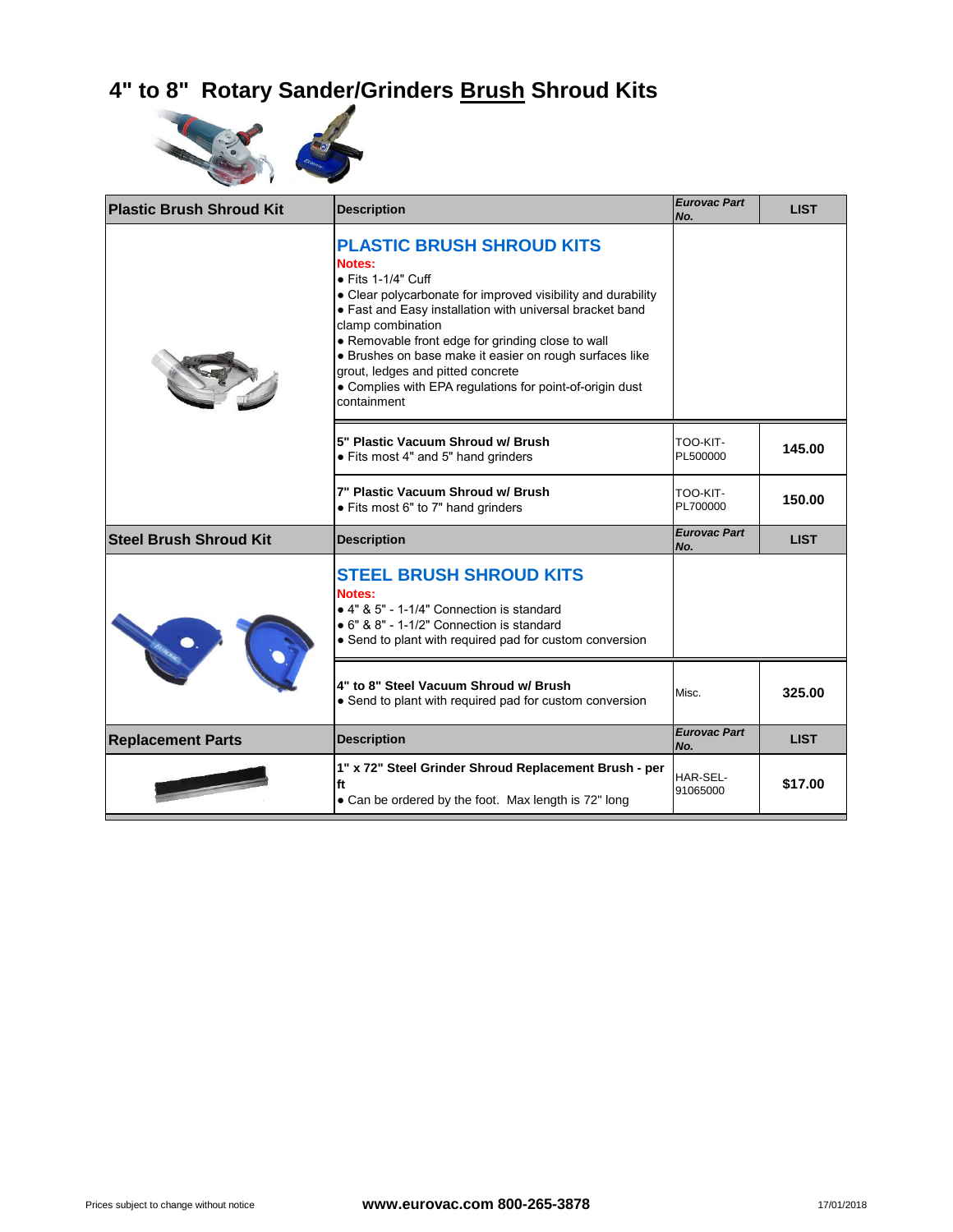# 4" to 8" Rotary Sander/Grinders Brush Shroud Kits

| Plastic Brush Shroud Kit | Description | Eurovac Part No. | LIST |
|---|---|---|---|
| | **PLASTIC BRUSH SHROUD KITS**<br>**Notes:**<br>• Fits 1-1/4" Cuff<br>• Clear polycarbonate for improved visibility and durability<br>• Fast and Easy installation with universal bracket band clamp combination<br>• Removable front edge for grinding close to wall<br>• Brushes on base make it easier on rough surfaces like grout, ledges and pitted concrete<br>• Complies with EPA regulations for point-of-origin dust containment | | |
| | **5" Plastic Vacuum Shroud w/ Brush**<br>• Fits most 4" and 5" hand grinders | TOO-KIT-PL500000 | 145.00 |
| | **7" Plastic Vacuum Shroud w/ Brush**<br>• Fits most 6" to 7" hand grinders | TOO-KIT-PL700000 | 150.00 |
| **Steel Brush Shroud Kit** | **Description** | **Eurovac Part No.** | **LIST** |
| | **STEEL BRUSH SHROUD KITS**<br>**Notes:**<br>• 4" & 5" - 1-1/4" Connection is standard<br>• 6" & 8" - 1-1/2" Connection is standard<br>• Send to plant with required pad for custom conversion | | |
| | **4" to 8" Steel Vacuum Shroud w/ Brush**<br>• Send to plant with required pad for custom conversion | Misc. | 325.00 |
| **Replacement Parts** | **Description** | **Eurovac Part No.** | **LIST** |
| | **1" x 72" Steel Grinder Shroud Replacement Brush - per ft**<br>• Can be ordered by the foot. Max length is 72" long | HAR-SEL-91065000 | $17.00 |

Prices subject to change without notice

**www.eurovac.com 800-265-3878**

17/01/2018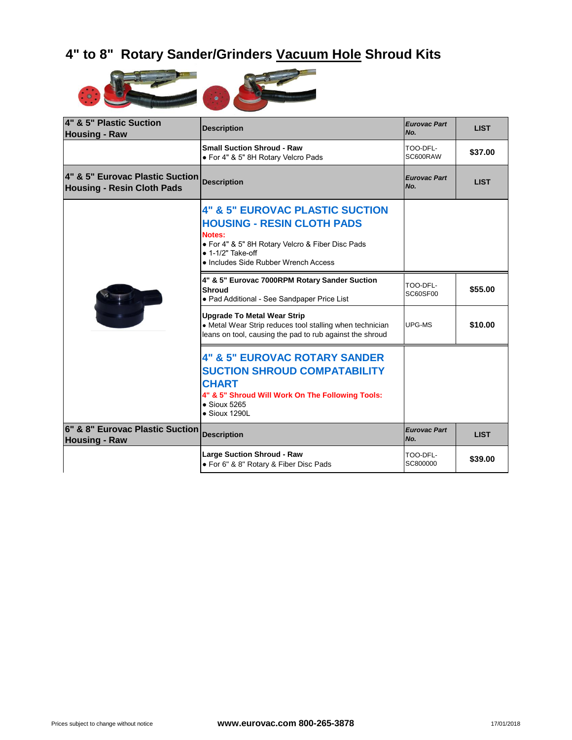# 4" to 8" Rotary Sander/Grinders Vacuum Hole Shroud Kits

| 4" & 5" Plastic Suction Housing - Raw | Description | *Eurovac Part No.* | LIST |
|---|---|---|---|
| | **Small Suction Shroud - Raw**<br>• For 4" & 5" 8H Rotary Velcro Pads | TOO-DFL-SC600RAW | **$37.00** |
| **4" & 5" Eurovac Plastic Suction Housing - Resin Cloth Pads** | **Description** | ***Eurovac Part No.*** | **LIST** |
| | **4" & 5" EUROVAC PLASTIC SUCTION HOUSING - RESIN CLOTH PADS**<br>**Notes:**<br>• For 4" & 5" 8H Rotary Velcro & Fiber Disc Pads<br>• 1-1/2" Take-off<br>• Includes Side Rubber Wrench Access | | |
| | **4" & 5" Eurovac 7000RPM Rotary Sander Suction Shroud**<br>• Pad Additional - See Sandpaper Price List | TOO-DFL-SC60SF00 | **$55.00** |
| | **Upgrade To Metal Wear Strip**<br>• Metal Wear Strip reduces tool stalling when technician leans on tool, causing the pad to rub against the shroud | UPG-MS | **$10.00** |
| | **4" & 5" EUROVAC ROTARY SANDER SUCTION SHROUD COMPATABILITY CHART**<br>**4" & 5" Shroud Will Work On The Following Tools:**<br>• Sioux 5265<br>• Sioux 1290L | | |
| **6" & 8" Eurovac Plastic Suction Housing - Raw** | **Description** | ***Eurovac Part No.*** | **LIST** |
| | **Large Suction Shroud - Raw**<br>• For 6" & 8" Rotary & Fiber Disc Pads | TOO-DFL-SC800000 | **$39.00** |

Prices subject to change without notice | **www.eurovac.com 800-265-3878** | 17/01/2018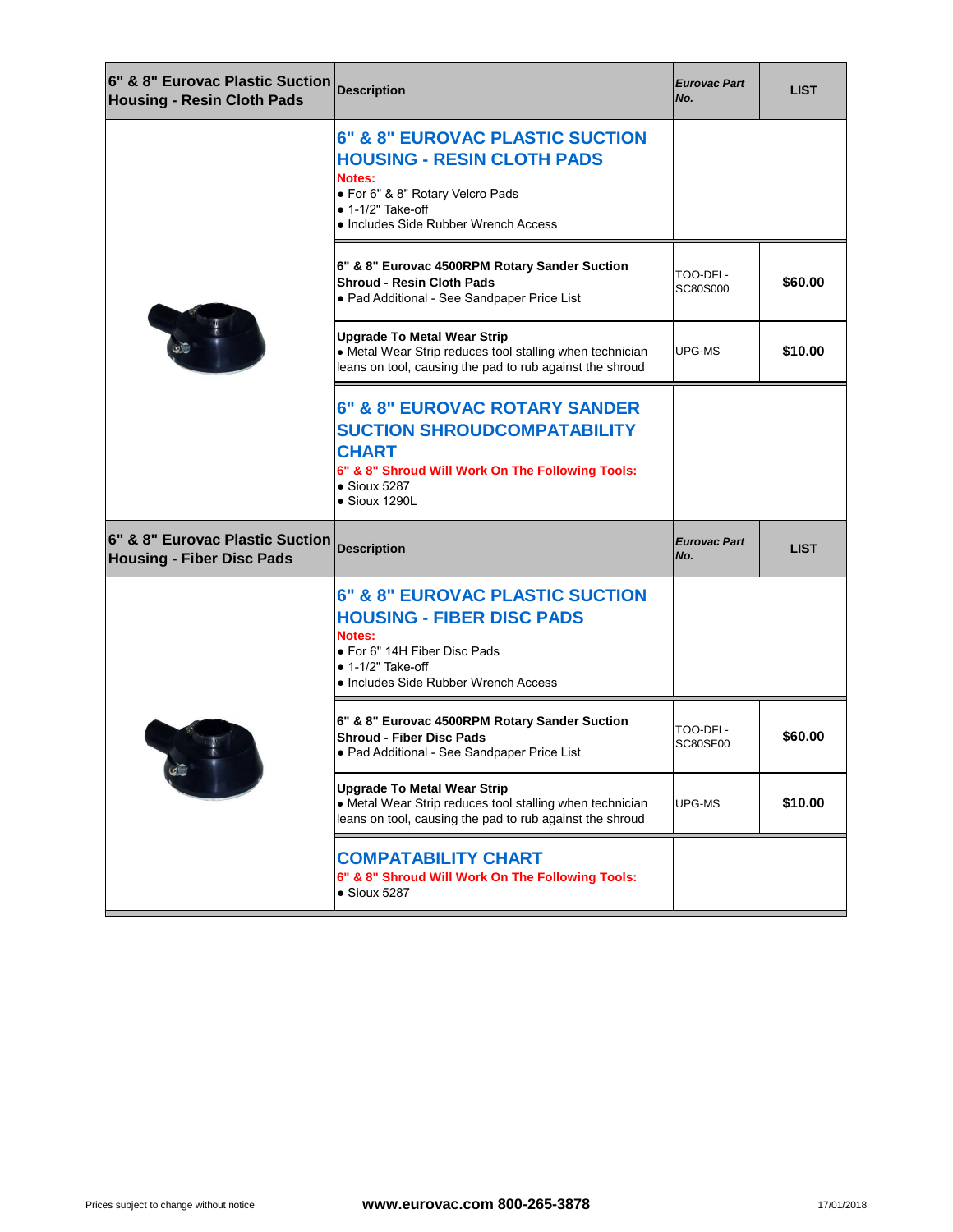| 6" & 8" Eurovac Plastic Suction Housing - Resin Cloth Pads | Description | Eurovac Part No. | LIST |
|---|---|---|---|
| | **6" & 8" EUROVAC PLASTIC SUCTION HOUSING - RESIN CLOTH PADS**<br>**Notes:**<br>• For 6" & 8" Rotary Velcro Pads<br>• 1-1/2" Take-off<br>• Includes Side Rubber Wrench Access | | |
| | **6" & 8" Eurovac 4500RPM Rotary Sander Suction Shroud - Resin Cloth Pads**<br>• Pad Additional - See Sandpaper Price List | TOO-DFL-SC80S000 | **$60.00** |
| | **Upgrade To Metal Wear Strip**<br>• Metal Wear Strip reduces tool stalling when technician leans on tool, causing the pad to rub against the shroud | UPG-MS | **$10.00** |
| | **6" & 8" EUROVAC ROTARY SANDER SUCTION SHROUDCOMPATABILITY CHART**<br>**6" & 8" Shroud Will Work On The Following Tools:**<br>• Sioux 5287<br>• Sioux 1290L | | |

| 6" & 8" Eurovac Plastic Suction Housing - Fiber Disc Pads | Description | Eurovac Part No. | LIST |
|---|---|---|---|
| | **6" & 8" EUROVAC PLASTIC SUCTION HOUSING - FIBER DISC PADS**<br>**Notes:**<br>• For 6" 14H Fiber Disc Pads<br>• 1-1/2" Take-off<br>• Includes Side Rubber Wrench Access | | |
| | **6" & 8" Eurovac 4500RPM Rotary Sander Suction Shroud - Fiber Disc Pads**<br>• Pad Additional - See Sandpaper Price List | TOO-DFL-SC80SF00 | **$60.00** |
| | **Upgrade To Metal Wear Strip**<br>• Metal Wear Strip reduces tool stalling when technician leans on tool, causing the pad to rub against the shroud | UPG-MS | **$10.00** |
| | **COMPATABILITY CHART**<br>**6" & 8" Shroud Will Work On The Following Tools:**<br>• Sioux 5287 | | |

Prices subject to change without notice — **www.eurovac.com 800-265-3878** — 17/01/2018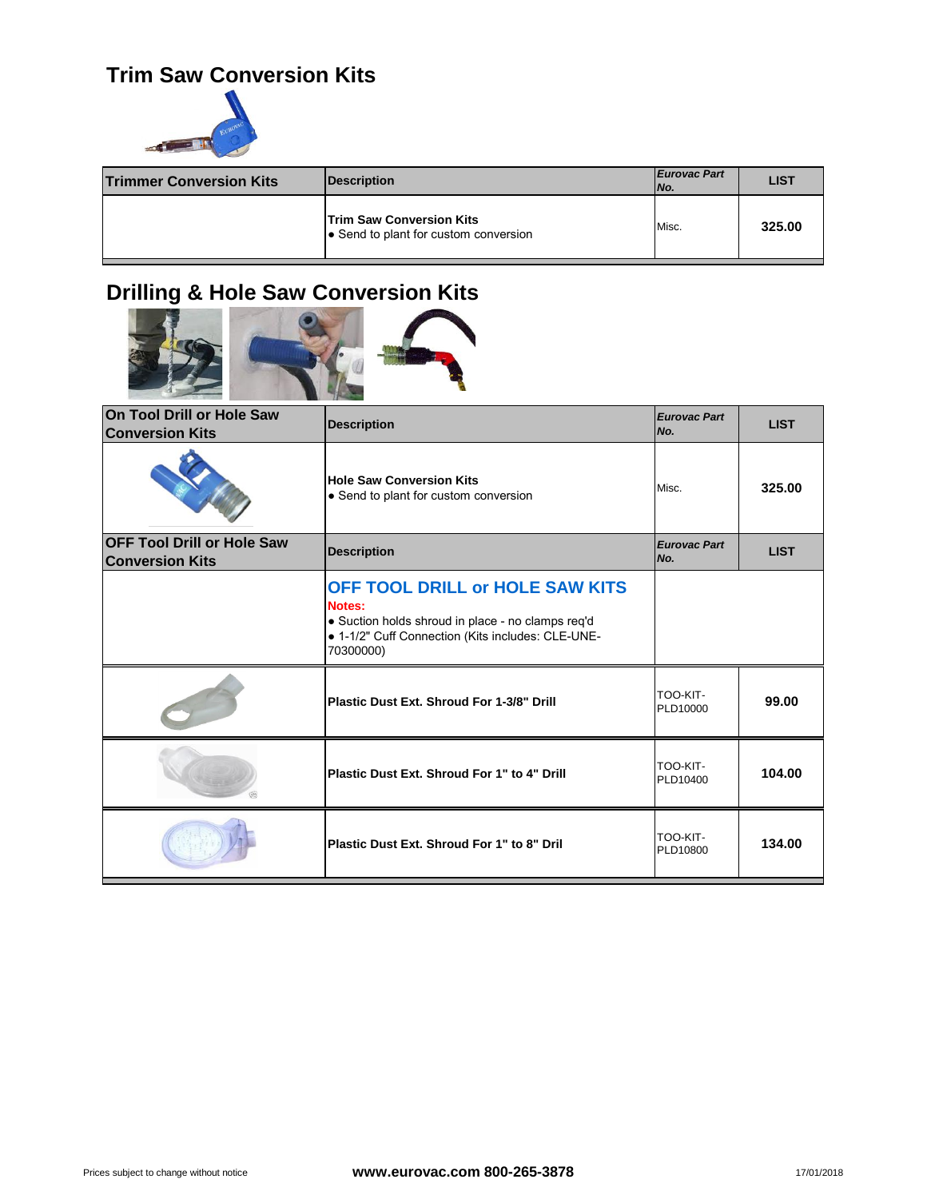## Trim Saw Conversion Kits

| Trimmer Conversion Kits | Description | *Eurovac Part No.* | LIST |
|---|---|---|---|
| | **Trim Saw Conversion Kits**<br>• Send to plant for custom conversion | Misc. | **325.00** |

## Drilling & Hole Saw Conversion Kits

| On Tool Drill or Hole Saw Conversion Kits | Description | *Eurovac Part No.* | LIST |
|---|---|---|---|
| | **Hole Saw Conversion Kits**<br>• Send to plant for custom conversion | Misc. | **325.00** |
| **OFF Tool Drill or Hole Saw Conversion Kits** | **Description** | ***Eurovac Part No.*** | **LIST** |
| | **OFF TOOL DRILL or HOLE SAW KITS**<br>**Notes:**<br>• Suction holds shroud in place - no clamps req'd<br>• 1-1/2" Cuff Connection (Kits includes: CLE-UNE-70300000) | | |
| | **Plastic Dust Ext. Shroud For 1-3/8" Drill** | TOO-KIT-PLD10000 | **99.00** |
| | **Plastic Dust Ext. Shroud For 1" to 4" Drill** | TOO-KIT-PLD10400 | **104.00** |
| | **Plastic Dust Ext. Shroud For 1" to 8" Dril** | TOO-KIT-PLD10800 | **134.00** |

Prices subject to change without notice **www.eurovac.com 800-265-3878** 17/01/2018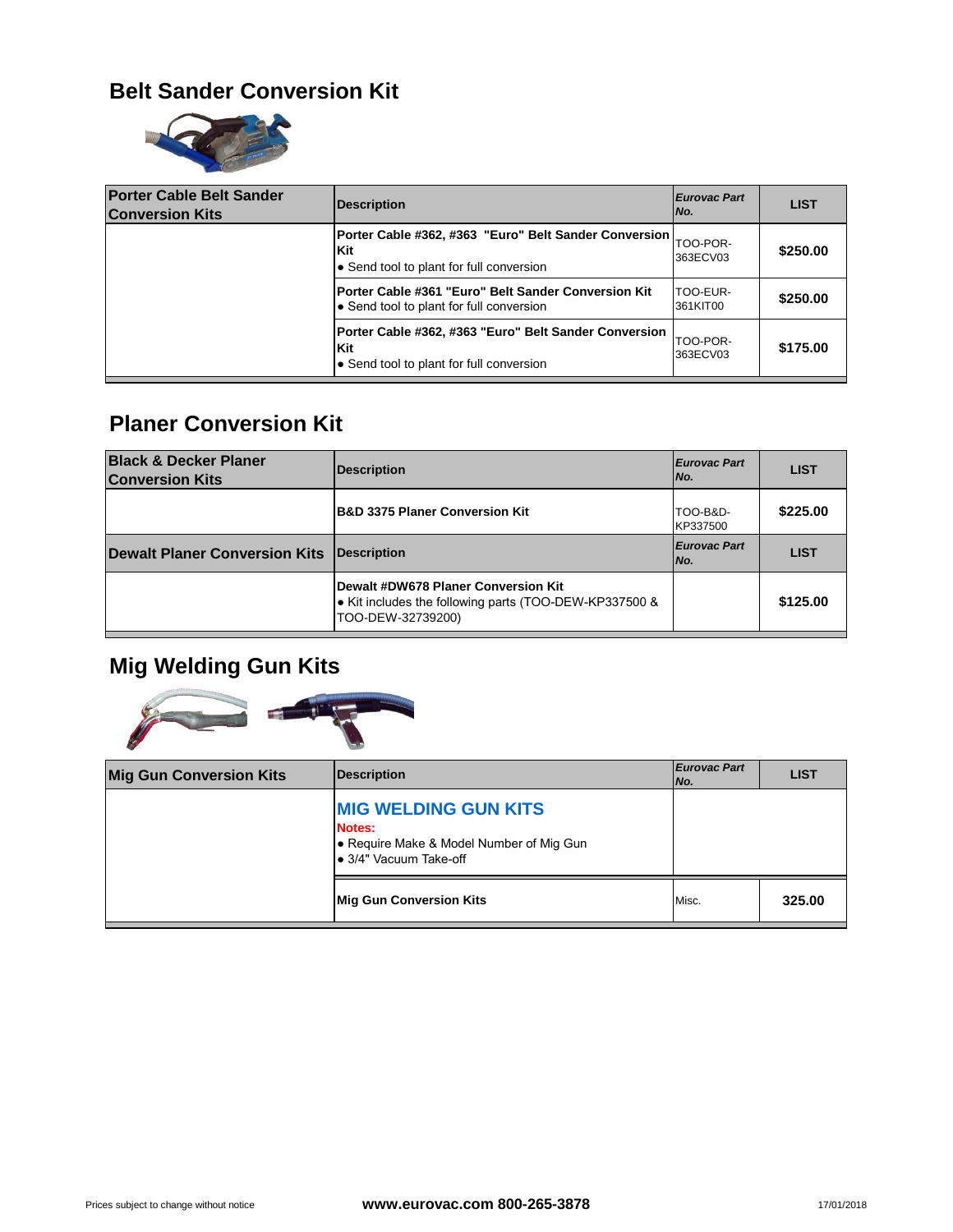## Belt Sander Conversion Kit

| Porter Cable Belt Sander Conversion Kits | Description | *Eurovac Part No.* | LIST |
| --- | --- | --- | --- |
| | **Porter Cable #362, #363 "Euro" Belt Sander Conversion Kit**<br>• Send tool to plant for full conversion | TOO-POR-363ECV03 | **$250.00** |
| | **Porter Cable #361 "Euro" Belt Sander Conversion Kit**<br>• Send tool to plant for full conversion | TOO-EUR-361KIT00 | **$250.00** |
| | **Porter Cable #362, #363 "Euro" Belt Sander Conversion Kit**<br>• Send tool to plant for full conversion | TOO-POR-363ECV03 | **$175.00** |

## Planer Conversion Kit

| Black & Decker Planer Conversion Kits | Description | *Eurovac Part No.* | LIST |
| --- | --- | --- | --- |
| | **B&D 3375 Planer Conversion Kit** | TOO-B&D-KP337500 | **$225.00** |
| **Dewalt Planer Conversion Kits** | **Description** | ***Eurovac Part No.*** | **LIST** |
| | **Dewalt #DW678 Planer Conversion Kit**<br>• Kit includes the following parts (TOO-DEW-KP337500 & TOO-DEW-32739200) | | **$125.00** |

## Mig Welding Gun Kits

| Mig Gun Conversion Kits | Description | *Eurovac Part No.* | LIST |
| --- | --- | --- | --- |
| | **MIG WELDING GUN KITS**<br>**Notes:**<br>• Require Make & Model Number of Mig Gun<br>• 3/4" Vacuum Take-off | | |
| | **Mig Gun Conversion Kits** | Misc. | **325.00** |

Prices subject to change without notice

**www.eurovac.com 800-265-3878**

17/01/2018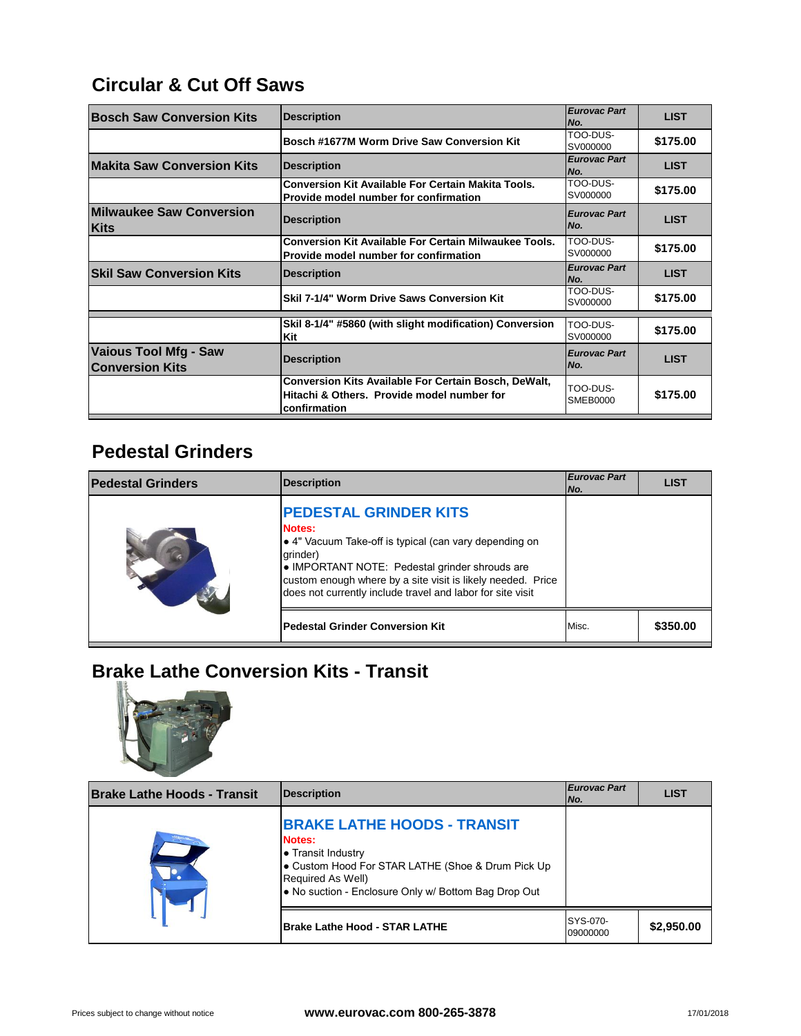## Circular & Cut Off Saws

| Bosch Saw Conversion Kits | Description | Eurovac Part No. | LIST |
|---|---|---|---|
| | Bosch #1677M Worm Drive Saw Conversion Kit | TOO-DUS-SV000000 | $175.00 |
| **Makita Saw Conversion Kits** | **Description** | ***Eurovac Part No.*** | **LIST** |
| | Conversion Kit Available For Certain Makita Tools. Provide model number for confirmation | TOO-DUS-SV000000 | $175.00 |
| **Milwaukee Saw Conversion Kits** | **Description** | ***Eurovac Part No.*** | **LIST** |
| | Conversion Kit Available For Certain Milwaukee Tools. Provide model number for confirmation | TOO-DUS-SV000000 | $175.00 |
| **Skil Saw Conversion Kits** | **Description** | ***Eurovac Part No.*** | **LIST** |
| | Skil 7-1/4" Worm Drive Saws Conversion Kit | TOO-DUS-SV000000 | $175.00 |
| | Skil 8-1/4" #5860 (with slight modification) Conversion Kit | TOO-DUS-SV000000 | $175.00 |
| **Vaious Tool Mfg - Saw Conversion Kits** | **Description** | ***Eurovac Part No.*** | **LIST** |
| | Conversion Kits Available For Certain Bosch, DeWalt, Hitachi & Others. Provide model number for confirmation | TOO-DUS-SMEB0000 | $175.00 |

## Pedestal Grinders

| Pedestal Grinders | Description | Eurovac Part No. | LIST |
|---|---|---|---|
| | **PEDESTAL GRINDER KITS**<br>**Notes:**<br>• 4" Vacuum Take-off is typical (can vary depending on grinder)<br>• IMPORTANT NOTE: Pedestal grinder shrouds are custom enough where by a site visit is likely needed. Price does not currently include travel and labor for site visit | | |
| | Pedestal Grinder Conversion Kit | Misc. | $350.00 |

## Brake Lathe Conversion Kits - Transit

| Brake Lathe Hoods - Transit | Description | Eurovac Part No. | LIST |
|---|---|---|---|
| | **BRAKE LATHE HOODS - TRANSIT**<br>**Notes:**<br>• Transit Industry<br>• Custom Hood For STAR LATHE (Shoe & Drum Pick Up Required As Well)<br>• No suction - Enclosure Only w/ Bottom Bag Drop Out | | |
| | Brake Lathe Hood - STAR LATHE | SYS-070-09000000 | $2,950.00 |

Prices subject to change without notice | www.eurovac.com 800-265-3878 | 17/01/2018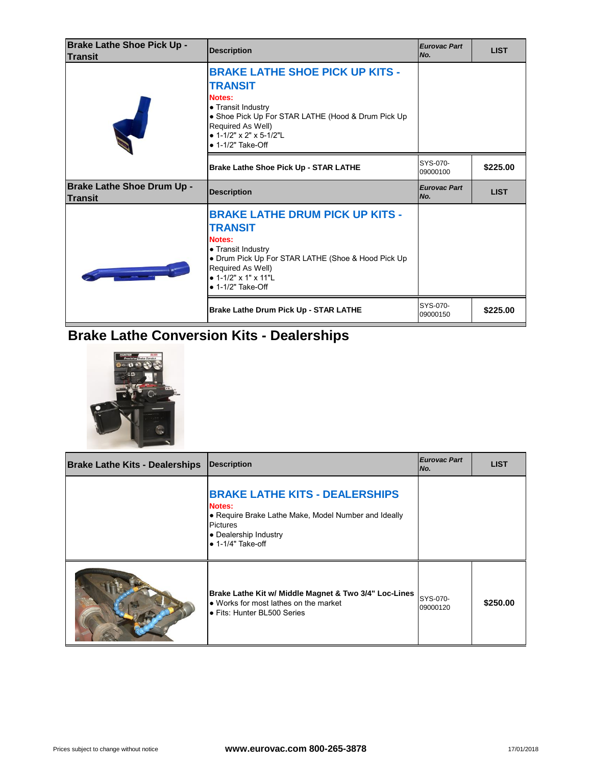| Brake Lathe Shoe Pick Up - Transit | Description | Eurovac Part No. | LIST |
|---|---|---|---|
| | **BRAKE LATHE SHOE PICK UP KITS - TRANSIT**<br>**Notes:**<br>• Transit Industry<br>• Shoe Pick Up For STAR LATHE (Hood & Drum Pick Up Required As Well)<br>• 1-1/2" x 2" x 5-1/2"L<br>• 1-1/2" Take-Off | | |
| | **Brake Lathe Shoe Pick Up - STAR LATHE** | SYS-070-09000100 | **$225.00** |

| Brake Lathe Shoe Drum Up - Transit | Description | Eurovac Part No. | LIST |
|---|---|---|---|
| | **BRAKE LATHE DRUM PICK UP KITS - TRANSIT**<br>**Notes:**<br>• Transit Industry<br>• Drum Pick Up For STAR LATHE (Shoe & Hood Pick Up Required As Well)<br>• 1-1/2" x 1" x 11"L<br>• 1-1/2" Take-Off | | |
| | **Brake Lathe Drum Pick Up - STAR LATHE** | SYS-070-09000150 | **$225.00** |

## Brake Lathe Conversion Kits - Dealerships

| Brake Lathe Kits - Dealerships | Description | Eurovac Part No. | LIST |
|---|---|---|---|
| | **BRAKE LATHE KITS - DEALERSHIPS**<br>**Notes:**<br>• Require Brake Lathe Make, Model Number and Ideally Pictures<br>• Dealership Industry<br>• 1-1/4" Take-off | | |
| | **Brake Lathe Kit w/ Middle Magnet & Two 3/4" Loc-Lines**<br>• Works for most lathes on the market<br>• Fits: Hunter BL500 Series | SYS-070-09000120 | **$250.00** |

Prices subject to change without notice

www.eurovac.com 800-265-3878

17/01/2018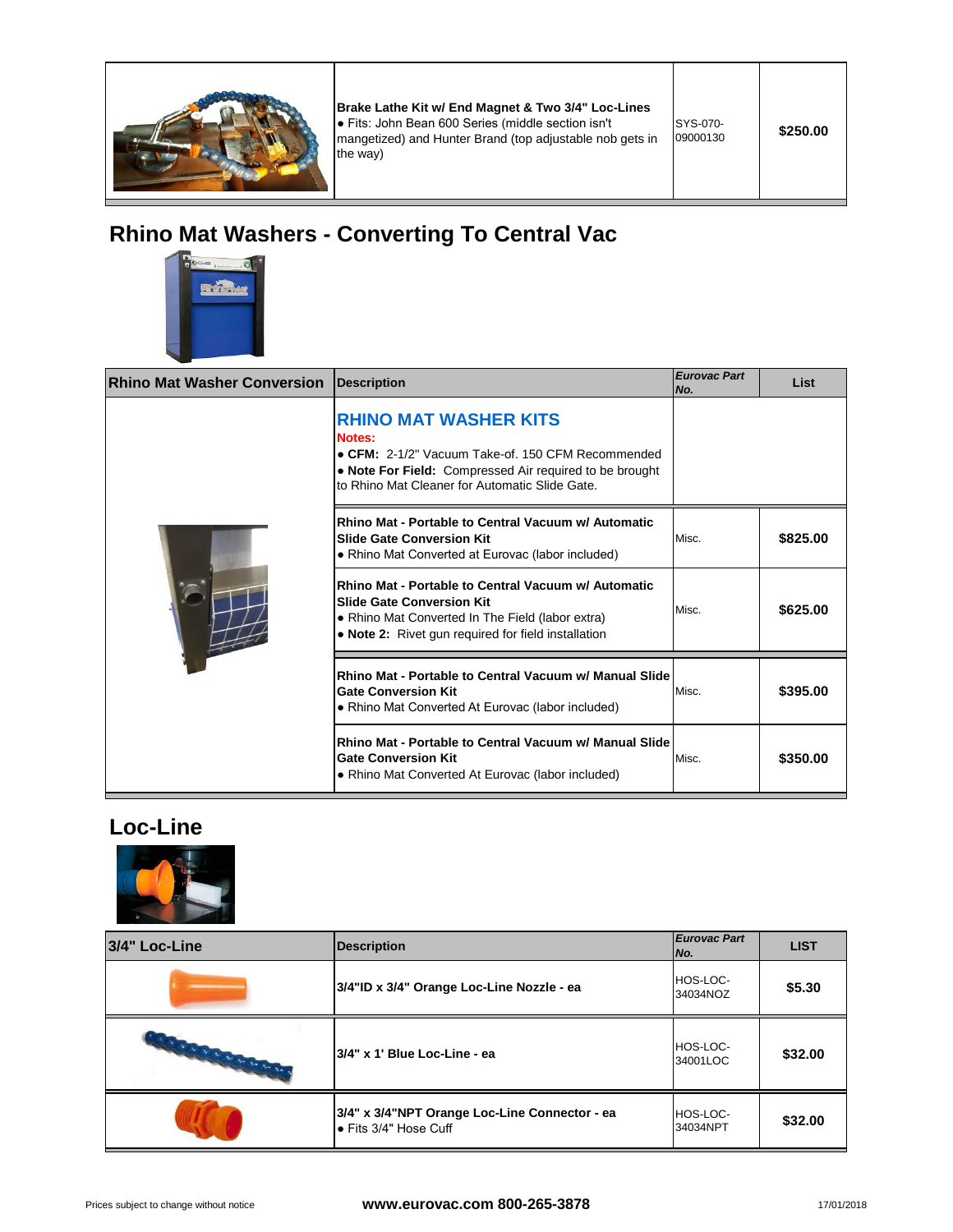| | | | |
|---|---|---|---|
| | **Brake Lathe Kit w/ End Magnet & Two 3/4" Loc-Lines**<br>• Fits: John Bean 600 Series (middle section isn't mangetized) and Hunter Brand (top adjustable nob gets in the way) | SYS-070-09000130 | **$250.00** |

## Rhino Mat Washers - Converting To Central Vac

| Rhino Mat Washer Conversion | Description | *Eurovac Part No.* | List |
|---|---|---|---|
| | **RHINO MAT WASHER KITS**<br>**Notes:**<br>• **CFM:** 2-1/2" Vacuum Take-of. 150 CFM Recommended<br>• **Note For Field:** Compressed Air required to be brought to Rhino Mat Cleaner for Automatic Slide Gate. | | |
| | **Rhino Mat - Portable to Central Vacuum w/ Automatic Slide Gate Conversion Kit**<br>• Rhino Mat Converted at Eurovac (labor included) | Misc. | **$825.00** |
| | **Rhino Mat - Portable to Central Vacuum w/ Automatic Slide Gate Conversion Kit**<br>• Rhino Mat Converted In The Field (labor extra)<br>• **Note 2:** Rivet gun required for field installation | Misc. | **$625.00** |
| | **Rhino Mat - Portable to Central Vacuum w/ Manual Slide Gate Conversion Kit**<br>• Rhino Mat Converted At Eurovac (labor included) | Misc. | **$395.00** |
| | **Rhino Mat - Portable to Central Vacuum w/ Manual Slide Gate Conversion Kit**<br>• Rhino Mat Converted At Eurovac (labor included) | Misc. | **$350.00** |

## Loc-Line

| 3/4" Loc-Line | Description | *Eurovac Part No.* | LIST |
|---|---|---|---|
| | **3/4"ID x 3/4" Orange Loc-Line Nozzle - ea** | HOS-LOC-34034NOZ | **$5.30** |
| | **3/4" x 1' Blue Loc-Line - ea** | HOS-LOC-34001LOC | **$32.00** |
| | **3/4" x 3/4"NPT Orange Loc-Line Connector - ea**<br>• Fits 3/4" Hose Cuff | HOS-LOC-34034NPT | **$32.00** |

Prices subject to change without notice **www.eurovac.com 800-265-3878** 17/01/2018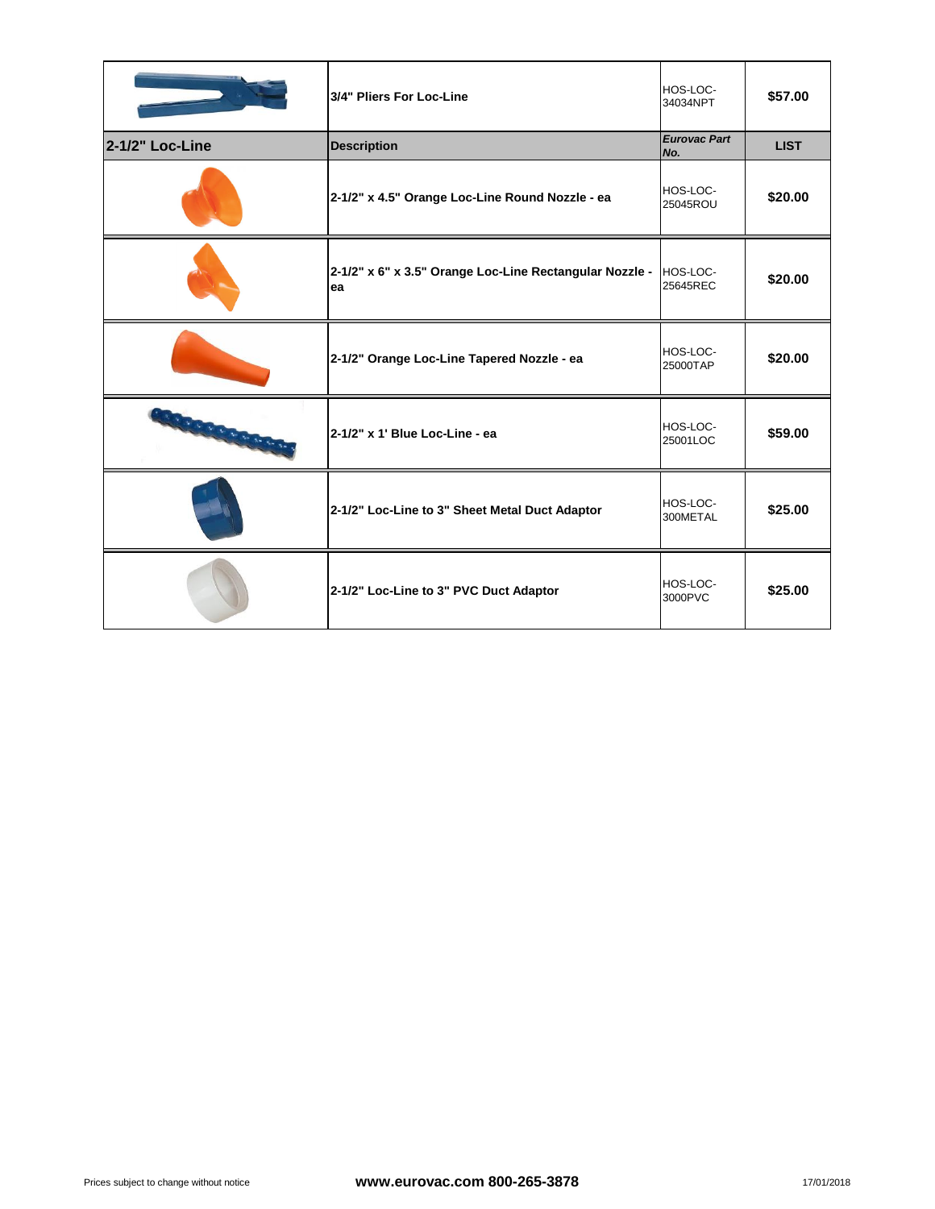| | 3/4" Pliers For Loc-Line | HOS-LOC-34034NPT | $57.00 |
|---|---|---|---|
| **2-1/2" Loc-Line** | **Description** | ***Eurovac Part No.*** | **LIST** |
| | 2-1/2" x 4.5" Orange Loc-Line Round Nozzle - ea | HOS-LOC-25045ROU | $20.00 |
| | 2-1/2" x 6" x 3.5" Orange Loc-Line Rectangular Nozzle - ea | HOS-LOC-25645REC | $20.00 |
| | 2-1/2" Orange Loc-Line Tapered Nozzle - ea | HOS-LOC-25000TAP | $20.00 |
| | 2-1/2" x 1' Blue Loc-Line - ea | HOS-LOC-25001LOC | $59.00 |
| | 2-1/2" Loc-Line to 3" Sheet Metal Duct Adaptor | HOS-LOC-300METAL | $25.00 |
| | 2-1/2" Loc-Line to 3" PVC Duct Adaptor | HOS-LOC-3000PVC | $25.00 |

Prices subject to change without notice

**www.eurovac.com 800-265-3878**

17/01/2018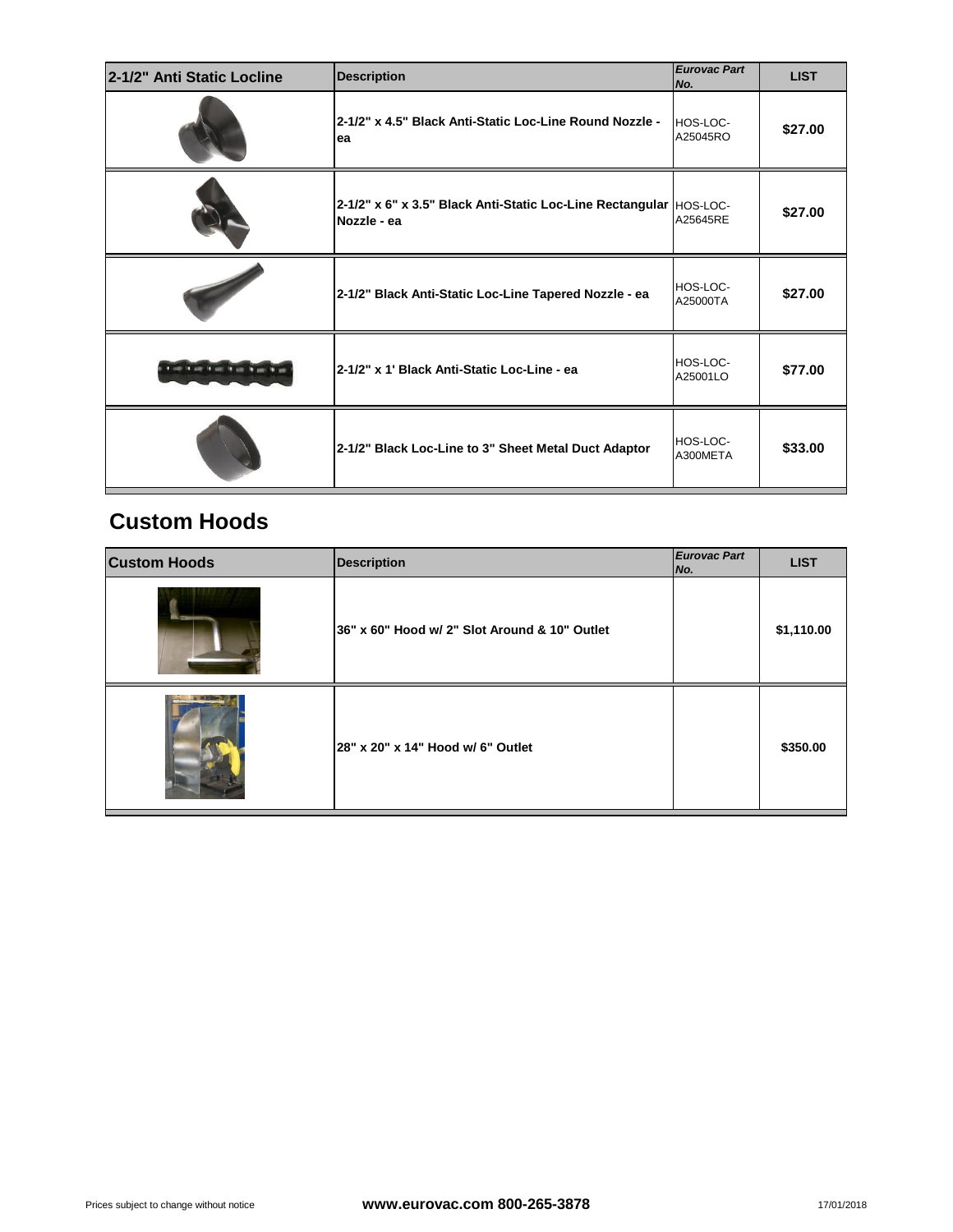| 2-1/2" Anti Static Locline | Description | *Eurovac Part No.* | LIST |
|---|---|---|---|
| | 2-1/2" x 4.5" Black Anti-Static Loc-Line Round Nozzle - ea | HOS-LOC-A25045RO | $27.00 |
| | 2-1/2" x 6" x 3.5" Black Anti-Static Loc-Line Rectangular Nozzle - ea | HOS-LOC-A25645RE | $27.00 |
| | 2-1/2" Black Anti-Static Loc-Line Tapered Nozzle - ea | HOS-LOC-A25000TA | $27.00 |
| | 2-1/2" x 1' Black Anti-Static Loc-Line - ea | HOS-LOC-A25001LO | $77.00 |
| | 2-1/2" Black Loc-Line to 3" Sheet Metal Duct Adaptor | HOS-LOC-A300META | $33.00 |

## Custom Hoods

| Custom Hoods | Description | *Eurovac Part No.* | LIST |
|---|---|---|---|
| | 36" x 60" Hood w/ 2" Slot Around & 10" Outlet | | $1,110.00 |
| | 28" x 20" x 14" Hood w/ 6" Outlet | | $350.00 |

Prices subject to change without notice **www.eurovac.com 800-265-3878** 17/01/2018